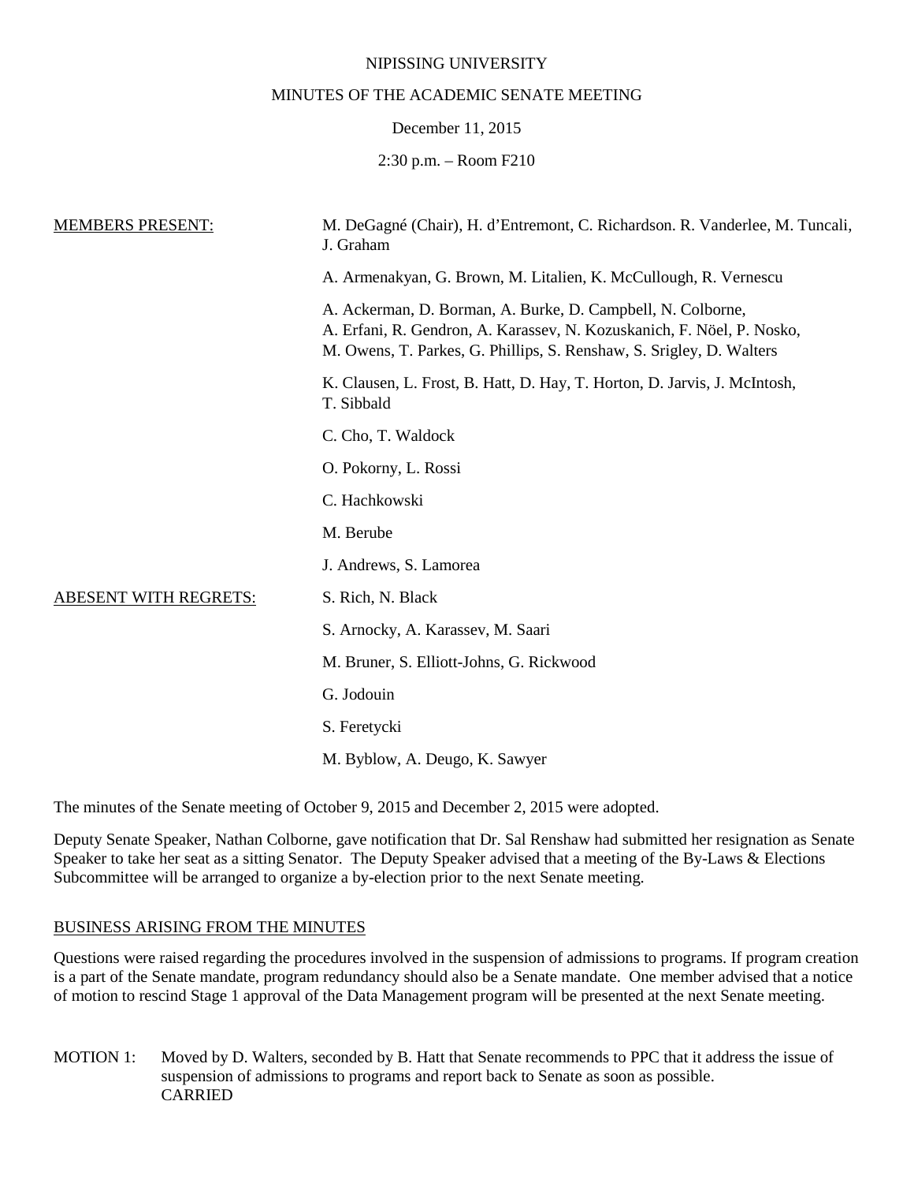NIPISSING UNIVERSITY

MINUTES OF THE ACADEMIC SENATE MEETING

December 11, 2015

2:30 p.m. – Room F210

| | |
|---|---|
| MEMBERS PRESENT: | M. DeGagné (Chair), H. d'Entremont, C. Richardson. R. Vanderlee, M. Tuncali, J. Graham |
| | A. Armenakyan, G. Brown, M. Litalien, K. McCullough, R. Vernescu |
| | A. Ackerman, D. Borman, A. Burke, D. Campbell, N. Colborne, A. Erfani, R. Gendron, A. Karassev, N. Kozuskanich, F. Nöel, P. Nosko, M. Owens, T. Parkes, G. Phillips, S. Renshaw, S. Srigley, D. Walters |
| | K. Clausen, L. Frost, B. Hatt, D. Hay, T. Horton, D. Jarvis, J. McIntosh, T. Sibbald |
| | C. Cho, T. Waldock |
| | O. Pokorny, L. Rossi |
| | C. Hachkowski |
| | M. Berube |
| | J. Andrews, S. Lamorea |
| ABESENT WITH REGRETS: | S. Rich, N. Black |
| | S. Arnocky, A. Karassev, M. Saari |
| | M. Bruner, S. Elliott-Johns, G. Rickwood |
| | G. Jodouin |
| | S. Feretycki |
| | M. Byblow, A. Deugo, K. Sawyer |

The minutes of the Senate meeting of October 9, 2015 and December 2, 2015 were adopted.

Deputy Senate Speaker, Nathan Colborne, gave notification that Dr. Sal Renshaw had submitted her resignation as Senate Speaker to take her seat as a sitting Senator. The Deputy Speaker advised that a meeting of the By-Laws & Elections Subcommittee will be arranged to organize a by-election prior to the next Senate meeting.

## BUSINESS ARISING FROM THE MINUTES

Questions were raised regarding the procedures involved in the suspension of admissions to programs. If program creation is a part of the Senate mandate, program redundancy should also be a Senate mandate. One member advised that a notice of motion to rescind Stage 1 approval of the Data Management program will be presented at the next Senate meeting.

MOTION 1: Moved by D. Walters, seconded by B. Hatt that Senate recommends to PPC that it address the issue of suspension of admissions to programs and report back to Senate as soon as possible.
CARRIED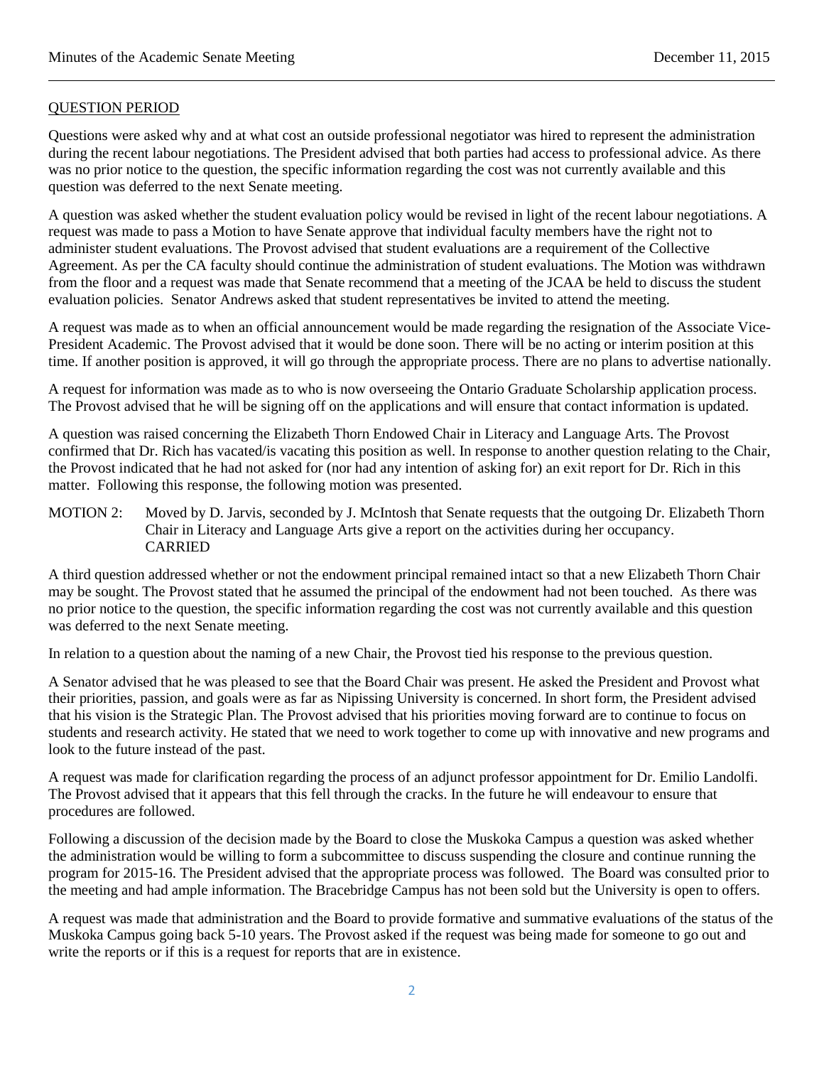QUESTION PERIOD

Questions were asked why and at what cost an outside professional negotiator was hired to represent the administration during the recent labour negotiations. The President advised that both parties had access to professional advice. As there was no prior notice to the question, the specific information regarding the cost was not currently available and this question was deferred to the next Senate meeting.

A question was asked whether the student evaluation policy would be revised in light of the recent labour negotiations. A request was made to pass a Motion to have Senate approve that individual faculty members have the right not to administer student evaluations. The Provost advised that student evaluations are a requirement of the Collective Agreement. As per the CA faculty should continue the administration of student evaluations. The Motion was withdrawn from the floor and a request was made that Senate recommend that a meeting of the JCAA be held to discuss the student evaluation policies. Senator Andrews asked that student representatives be invited to attend the meeting.

A request was made as to when an official announcement would be made regarding the resignation of the Associate Vice-President Academic. The Provost advised that it would be done soon. There will be no acting or interim position at this time. If another position is approved, it will go through the appropriate process. There are no plans to advertise nationally.

A request for information was made as to who is now overseeing the Ontario Graduate Scholarship application process. The Provost advised that he will be signing off on the applications and will ensure that contact information is updated.

A question was raised concerning the Elizabeth Thorn Endowed Chair in Literacy and Language Arts. The Provost confirmed that Dr. Rich has vacated/is vacating this position as well. In response to another question relating to the Chair, the Provost indicated that he had not asked for (nor had any intention of asking for) an exit report for Dr. Rich in this matter. Following this response, the following motion was presented.

MOTION 2: Moved by D. Jarvis, seconded by J. McIntosh that Senate requests that the outgoing Dr. Elizabeth Thorn Chair in Literacy and Language Arts give a report on the activities during her occupancy.
CARRIED

A third question addressed whether or not the endowment principal remained intact so that a new Elizabeth Thorn Chair may be sought. The Provost stated that he assumed the principal of the endowment had not been touched. As there was no prior notice to the question, the specific information regarding the cost was not currently available and this question was deferred to the next Senate meeting.

In relation to a question about the naming of a new Chair, the Provost tied his response to the previous question.

A Senator advised that he was pleased to see that the Board Chair was present. He asked the President and Provost what their priorities, passion, and goals were as far as Nipissing University is concerned. In short form, the President advised that his vision is the Strategic Plan. The Provost advised that his priorities moving forward are to continue to focus on students and research activity. He stated that we need to work together to come up with innovative and new programs and look to the future instead of the past.

A request was made for clarification regarding the process of an adjunct professor appointment for Dr. Emilio Landolfi. The Provost advised that it appears that this fell through the cracks. In the future he will endeavour to ensure that procedures are followed.

Following a discussion of the decision made by the Board to close the Muskoka Campus a question was asked whether the administration would be willing to form a subcommittee to discuss suspending the closure and continue running the program for 2015-16. The President advised that the appropriate process was followed. The Board was consulted prior to the meeting and had ample information. The Bracebridge Campus has not been sold but the University is open to offers.

A request was made that administration and the Board to provide formative and summative evaluations of the status of the Muskoka Campus going back 5-10 years. The Provost asked if the request was being made for someone to go out and write the reports or if this is a request for reports that are in existence.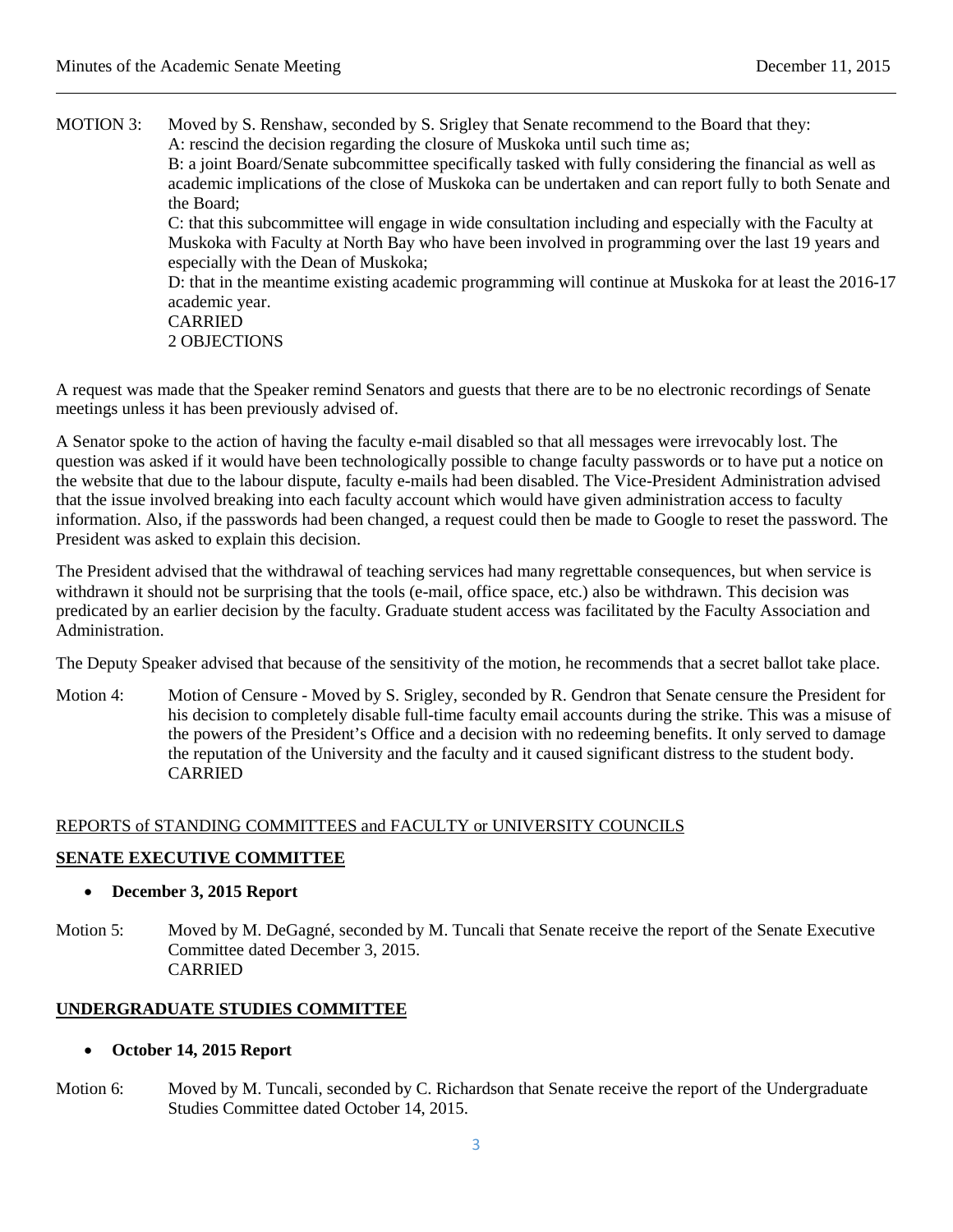MOTION 3: Moved by S. Renshaw, seconded by S. Srigley that Senate recommend to the Board that they:
A: rescind the decision regarding the closure of Muskoka until such time as;
B: a joint Board/Senate subcommittee specifically tasked with fully considering the financial as well as academic implications of the close of Muskoka can be undertaken and can report fully to both Senate and the Board;
C: that this subcommittee will engage in wide consultation including and especially with the Faculty at Muskoka with Faculty at North Bay who have been involved in programming over the last 19 years and especially with the Dean of Muskoka;
D: that in the meantime existing academic programming will continue at Muskoka for at least the 2016-17 academic year.
CARRIED
2 OBJECTIONS

A request was made that the Speaker remind Senators and guests that there are to be no electronic recordings of Senate meetings unless it has been previously advised of.

A Senator spoke to the action of having the faculty e-mail disabled so that all messages were irrevocably lost. The question was asked if it would have been technologically possible to change faculty passwords or to have put a notice on the website that due to the labour dispute, faculty e-mails had been disabled. The Vice-President Administration advised that the issue involved breaking into each faculty account which would have given administration access to faculty information. Also, if the passwords had been changed, a request could then be made to Google to reset the password. The President was asked to explain this decision.

The President advised that the withdrawal of teaching services had many regrettable consequences, but when service is withdrawn it should not be surprising that the tools (e-mail, office space, etc.) also be withdrawn. This decision was predicated by an earlier decision by the faculty. Graduate student access was facilitated by the Faculty Association and Administration.

The Deputy Speaker advised that because of the sensitivity of the motion, he recommends that a secret ballot take place.

Motion 4: Motion of Censure - Moved by S. Srigley, seconded by R. Gendron that Senate censure the President for his decision to completely disable full-time faculty email accounts during the strike. This was a misuse of the powers of the President's Office and a decision with no redeeming benefits. It only served to damage the reputation of the University and the faculty and it caused significant distress to the student body.
CARRIED

REPORTS of STANDING COMMITTEES and FACULTY or UNIVERSITY COUNCILS

**SENATE EXECUTIVE COMMITTEE**

- **December 3, 2015 Report**

Motion 5: Moved by M. DeGagné, seconded by M. Tuncali that Senate receive the report of the Senate Executive Committee dated December 3, 2015.
CARRIED

**UNDERGRADUATE STUDIES COMMITTEE**

- **October 14, 2015 Report**

Motion 6: Moved by M. Tuncali, seconded by C. Richardson that Senate receive the report of the Undergraduate Studies Committee dated October 14, 2015.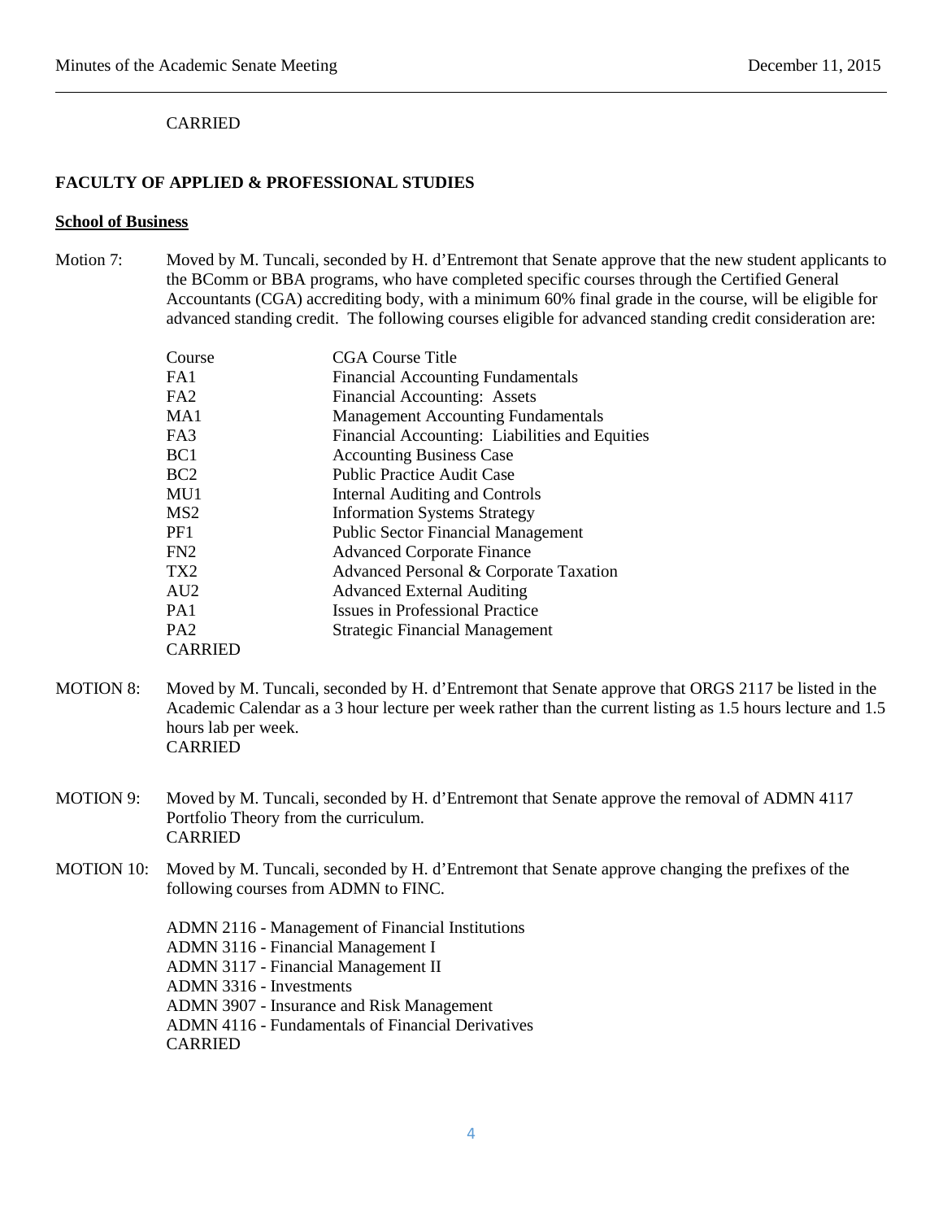CARRIED

**FACULTY OF APPLIED & PROFESSIONAL STUDIES**

**School of Business**

Motion 7: Moved by M. Tuncali, seconded by H. d'Entremont that Senate approve that the new student applicants to the BComm or BBA programs, who have completed specific courses through the Certified General Accountants (CGA) accrediting body, with a minimum 60% final grade in the course, will be eligible for advanced standing credit. The following courses eligible for advanced standing credit consideration are:

| Course | CGA Course Title |
| --- | --- |
| FA1 | Financial Accounting Fundamentals |
| FA2 | Financial Accounting: Assets |
| MA1 | Management Accounting Fundamentals |
| FA3 | Financial Accounting: Liabilities and Equities |
| BC1 | Accounting Business Case |
| BC2 | Public Practice Audit Case |
| MU1 | Internal Auditing and Controls |
| MS2 | Information Systems Strategy |
| PF1 | Public Sector Financial Management |
| FN2 | Advanced Corporate Finance |
| TX2 | Advanced Personal & Corporate Taxation |
| AU2 | Advanced External Auditing |
| PA1 | Issues in Professional Practice |
| PA2 | Strategic Financial Management |

CARRIED

MOTION 8: Moved by M. Tuncali, seconded by H. d'Entremont that Senate approve that ORGS 2117 be listed in the Academic Calendar as a 3 hour lecture per week rather than the current listing as 1.5 hours lecture and 1.5 hours lab per week.
CARRIED

MOTION 9: Moved by M. Tuncali, seconded by H. d'Entremont that Senate approve the removal of ADMN 4117 Portfolio Theory from the curriculum.
CARRIED

MOTION 10: Moved by M. Tuncali, seconded by H. d'Entremont that Senate approve changing the prefixes of the following courses from ADMN to FINC.

ADMN 2116 - Management of Financial Institutions
ADMN 3116 - Financial Management I
ADMN 3117 - Financial Management II
ADMN 3316 - Investments
ADMN 3907 - Insurance and Risk Management
ADMN 4116 - Fundamentals of Financial Derivatives
CARRIED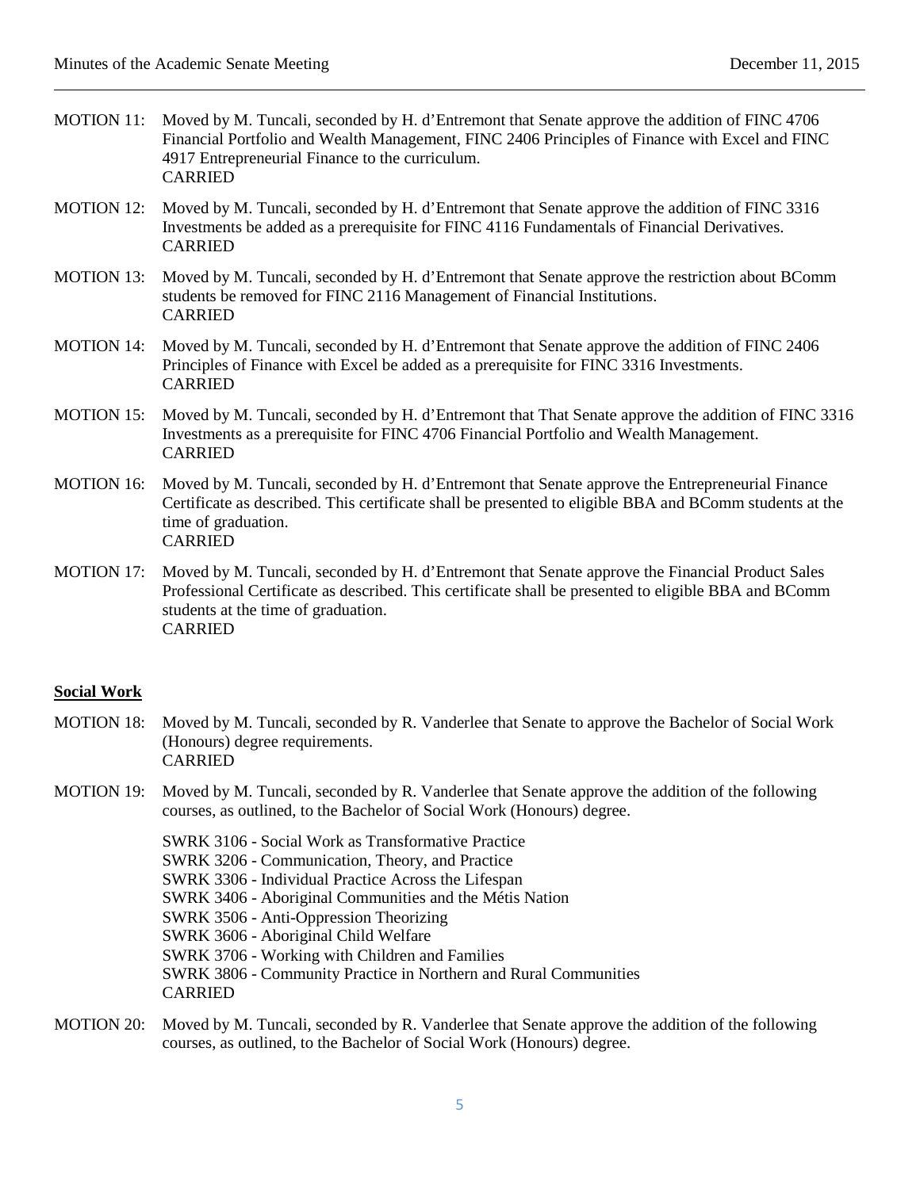MOTION 11: Moved by M. Tuncali, seconded by H. d'Entremont that Senate approve the addition of FINC 4706 Financial Portfolio and Wealth Management, FINC 2406 Principles of Finance with Excel and FINC 4917 Entrepreneurial Finance to the curriculum.
CARRIED

MOTION 12: Moved by M. Tuncali, seconded by H. d'Entremont that Senate approve the addition of FINC 3316 Investments be added as a prerequisite for FINC 4116 Fundamentals of Financial Derivatives.
CARRIED

MOTION 13: Moved by M. Tuncali, seconded by H. d'Entremont that Senate approve the restriction about BComm students be removed for FINC 2116 Management of Financial Institutions.
CARRIED

MOTION 14: Moved by M. Tuncali, seconded by H. d'Entremont that Senate approve the addition of FINC 2406 Principles of Finance with Excel be added as a prerequisite for FINC 3316 Investments.
CARRIED

MOTION 15: Moved by M. Tuncali, seconded by H. d'Entremont that That Senate approve the addition of FINC 3316 Investments as a prerequisite for FINC 4706 Financial Portfolio and Wealth Management.
CARRIED

MOTION 16: Moved by M. Tuncali, seconded by H. d'Entremont that Senate approve the Entrepreneurial Finance Certificate as described. This certificate shall be presented to eligible BBA and BComm students at the time of graduation.
CARRIED

MOTION 17: Moved by M. Tuncali, seconded by H. d'Entremont that Senate approve the Financial Product Sales Professional Certificate as described. This certificate shall be presented to eligible BBA and BComm students at the time of graduation.
CARRIED

**Social Work**

MOTION 18: Moved by M. Tuncali, seconded by R. Vanderlee that Senate to approve the Bachelor of Social Work (Honours) degree requirements.
CARRIED

MOTION 19: Moved by M. Tuncali, seconded by R. Vanderlee that Senate approve the addition of the following courses, as outlined, to the Bachelor of Social Work (Honours) degree.

SWRK 3106 - Social Work as Transformative Practice
SWRK 3206 - Communication, Theory, and Practice
SWRK 3306 - Individual Practice Across the Lifespan
SWRK 3406 - Aboriginal Communities and the Métis Nation
SWRK 3506 - Anti-Oppression Theorizing
SWRK 3606 - Aboriginal Child Welfare
SWRK 3706 - Working with Children and Families
SWRK 3806 - Community Practice in Northern and Rural Communities
CARRIED

MOTION 20: Moved by M. Tuncali, seconded by R. Vanderlee that Senate approve the addition of the following courses, as outlined, to the Bachelor of Social Work (Honours) degree.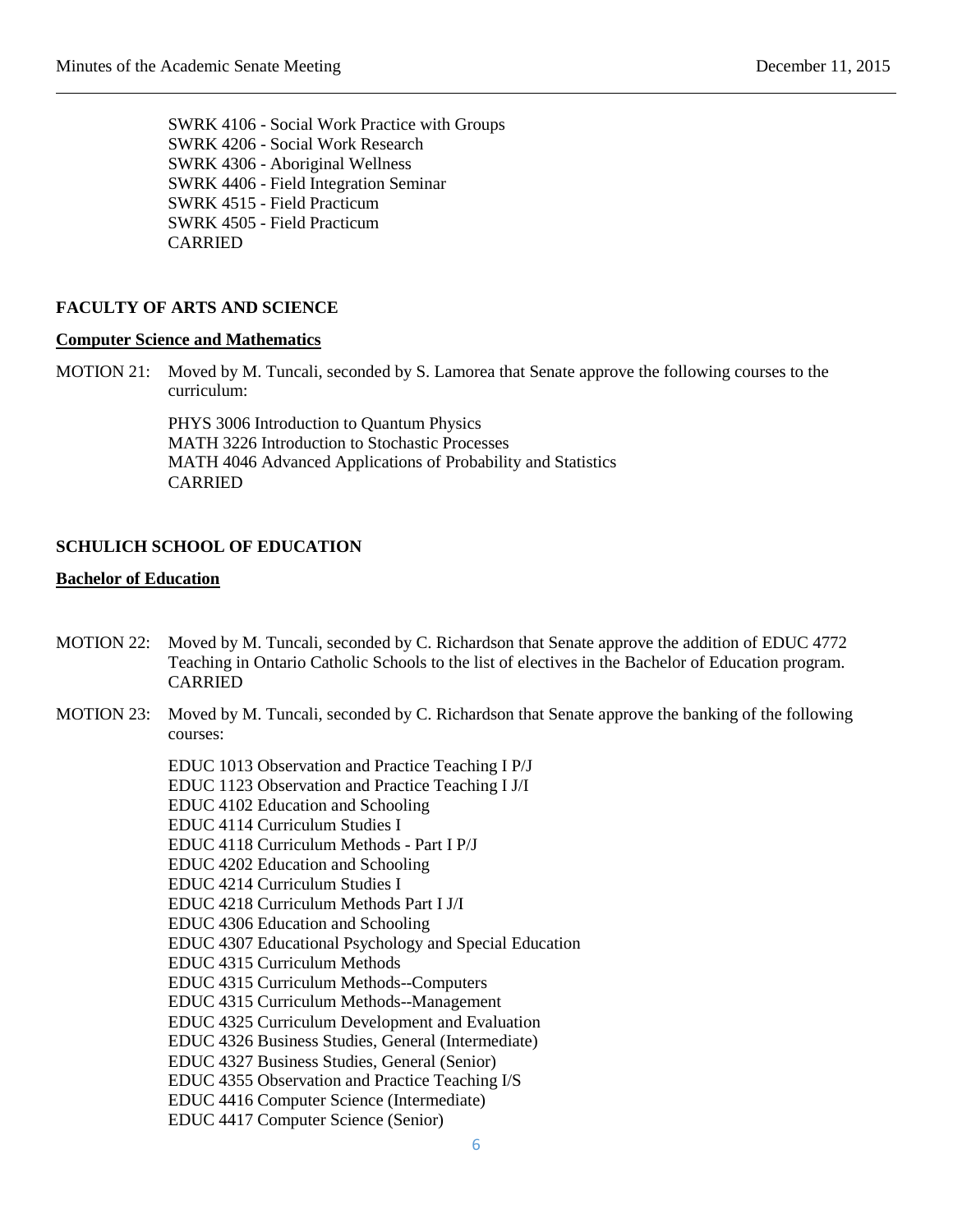SWRK 4106 - Social Work Practice with Groups
SWRK 4206 - Social Work Research
SWRK 4306 - Aboriginal Wellness
SWRK 4406 - Field Integration Seminar
SWRK 4515 - Field Practicum
SWRK 4505 - Field Practicum
CARRIED

**FACULTY OF ARTS AND SCIENCE**

**Computer Science and Mathematics**

MOTION 21: Moved by M. Tuncali, seconded by S. Lamorea that Senate approve the following courses to the curriculum:

PHYS 3006 Introduction to Quantum Physics
MATH 3226 Introduction to Stochastic Processes
MATH 4046 Advanced Applications of Probability and Statistics
CARRIED

**SCHULICH SCHOOL OF EDUCATION**

**Bachelor of Education**

MOTION 22: Moved by M. Tuncali, seconded by C. Richardson that Senate approve the addition of EDUC 4772 Teaching in Ontario Catholic Schools to the list of electives in the Bachelor of Education program.
CARRIED

MOTION 23: Moved by M. Tuncali, seconded by C. Richardson that Senate approve the banking of the following courses:

EDUC 1013 Observation and Practice Teaching I P/J
EDUC 1123 Observation and Practice Teaching I J/I
EDUC 4102 Education and Schooling
EDUC 4114 Curriculum Studies I
EDUC 4118 Curriculum Methods - Part I P/J
EDUC 4202 Education and Schooling
EDUC 4214 Curriculum Studies I
EDUC 4218 Curriculum Methods Part I J/I
EDUC 4306 Education and Schooling
EDUC 4307 Educational Psychology and Special Education
EDUC 4315 Curriculum Methods
EDUC 4315 Curriculum Methods--Computers
EDUC 4315 Curriculum Methods--Management
EDUC 4325 Curriculum Development and Evaluation
EDUC 4326 Business Studies, General (Intermediate)
EDUC 4327 Business Studies, General (Senior)
EDUC 4355 Observation and Practice Teaching I/S
EDUC 4416 Computer Science (Intermediate)
EDUC 4417 Computer Science (Senior)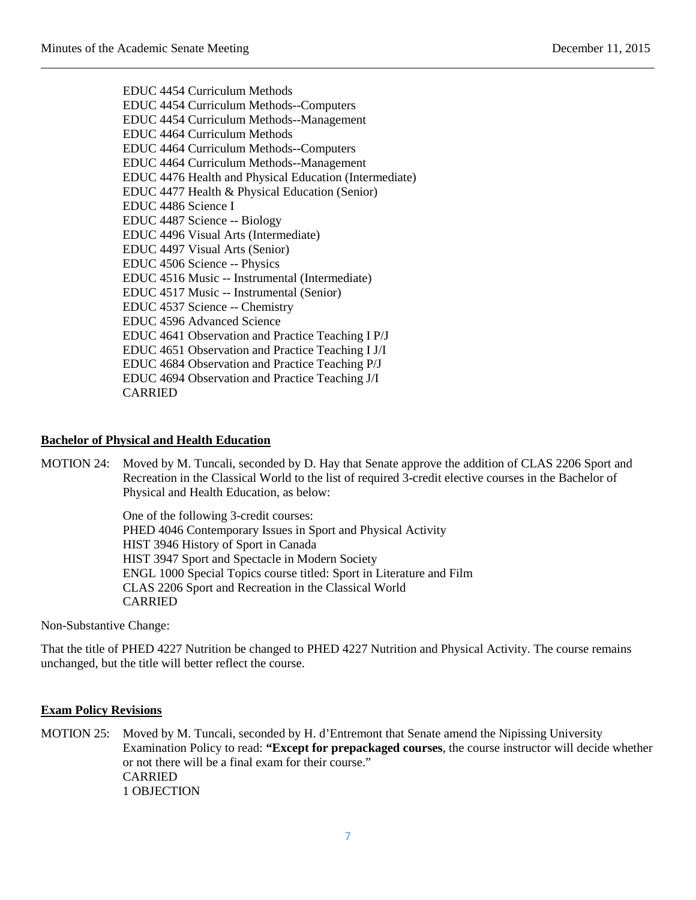EDUC 4454 Curriculum Methods
EDUC 4454 Curriculum Methods--Computers
EDUC 4454 Curriculum Methods--Management
EDUC 4464 Curriculum Methods
EDUC 4464 Curriculum Methods--Computers
EDUC 4464 Curriculum Methods--Management
EDUC 4476 Health and Physical Education (Intermediate)
EDUC 4477 Health & Physical Education (Senior)
EDUC 4486 Science I
EDUC 4487 Science -- Biology
EDUC 4496 Visual Arts (Intermediate)
EDUC 4497 Visual Arts (Senior)
EDUC 4506 Science -- Physics
EDUC 4516 Music -- Instrumental (Intermediate)
EDUC 4517 Music -- Instrumental (Senior)
EDUC 4537 Science -- Chemistry
EDUC 4596 Advanced Science
EDUC 4641 Observation and Practice Teaching I P/J
EDUC 4651 Observation and Practice Teaching I J/I
EDUC 4684 Observation and Practice Teaching P/J
EDUC 4694 Observation and Practice Teaching J/I
CARRIED

**Bachelor of Physical and Health Education**

MOTION 24: Moved by M. Tuncali, seconded by D. Hay that Senate approve the addition of CLAS 2206 Sport and Recreation in the Classical World to the list of required 3-credit elective courses in the Bachelor of Physical and Health Education, as below:

One of the following 3-credit courses:
PHED 4046 Contemporary Issues in Sport and Physical Activity
HIST 3946 History of Sport in Canada
HIST 3947 Sport and Spectacle in Modern Society
ENGL 1000 Special Topics course titled: Sport in Literature and Film
CLAS 2206 Sport and Recreation in the Classical World
CARRIED

Non-Substantive Change:

That the title of PHED 4227 Nutrition be changed to PHED 4227 Nutrition and Physical Activity. The course remains unchanged, but the title will better reflect the course.

**Exam Policy Revisions**

MOTION 25: Moved by M. Tuncali, seconded by H. d'Entremont that Senate amend the Nipissing University Examination Policy to read: **"Except for prepackaged courses**, the course instructor will decide whether or not there will be a final exam for their course."
CARRIED
1 OBJECTION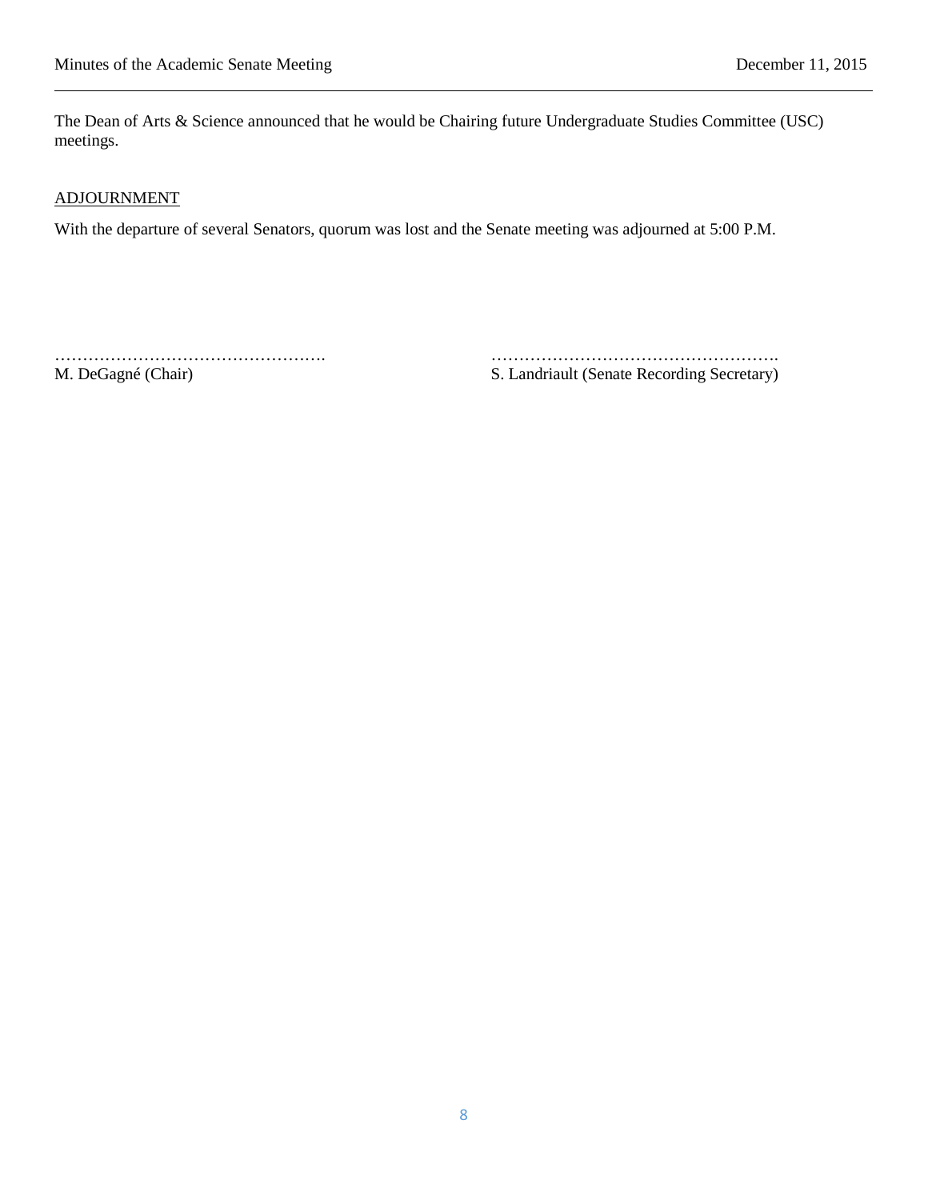The Dean of Arts & Science announced that he would be Chairing future Undergraduate Studies Committee (USC) meetings.

ADJOURNMENT

With the departure of several Senators, quorum was lost and the Senate meeting was adjourned at 5:00 P.M.

| | |
|---|---|
| …………………………………………. | ……………………………………………. |
| M. DeGagné (Chair) | S. Landriault (Senate Recording Secretary) |